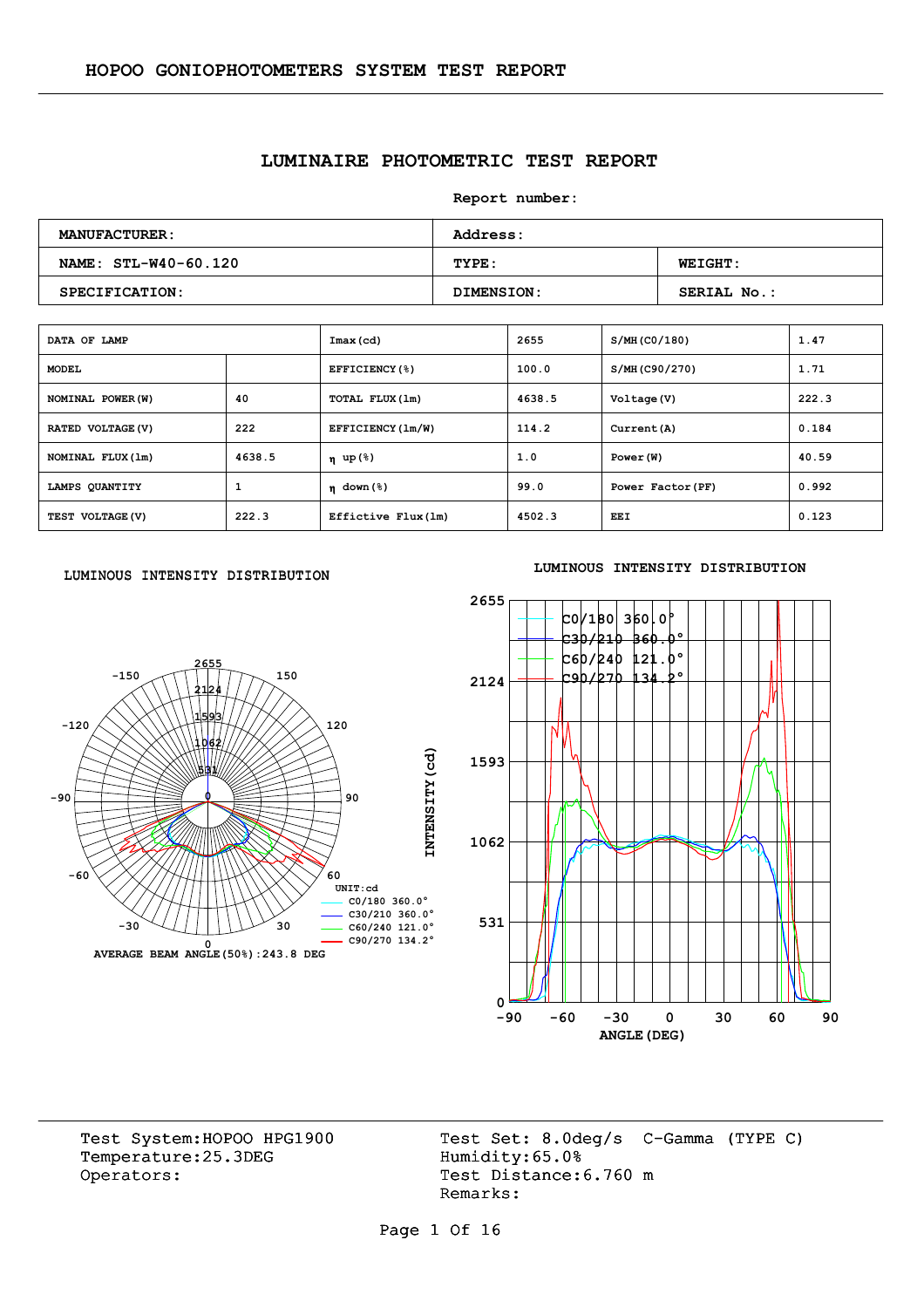# HOPOO GONIOPHOTOMETERS SYSTEM TEST REPORT

## LUMINAIRE PHOTOMETRIC TEST REPORT

**Report number:**

| **MANUFACTURER:** | **Address:** | |
|---|---|---|
| **NAME: STL-W40-60.120** | **TYPE:** | **WEIGHT:** |
| **SPECIFICATION:** | **DIMENSION:** | **SERIAL No.:** |

| DATA OF LAMP | | Imax(cd) | 2655 | S/MH(C0/180) | 1.47 |
|---|---|---|---|---|---|
| MODEL | | EFFICIENCY(%) | 100.0 | S/MH(C90/270) | 1.71 |
| NOMINAL POWER(W) | 40 | TOTAL FLUX(lm) | 4638.5 | Voltage(V) | 222.3 |
| RATED VOLTAGE(V) | 222 | EFFICIENCY(lm/W) | 114.2 | Current(A) | 0.184 |
| NOMINAL FLUX(lm) | 4638.5 | η up(%) | 1.0 | Power(W) | 40.59 |
| LAMPS QUANTITY | 1 | η down(%) | 99.0 | Power Factor(PF) | 0.992 |
| TEST VOLTAGE(V) | 222.3 | Effictive Flux(lm) | 4502.3 | EEI | 0.123 |

**LUMINOUS INTENSITY DISTRIBUTION**

UNIT:cd
C0/180 360.0°
C30/210 360.0°
C60/240 121.0°
C90/270 134.2°

AVERAGE BEAM ANGLE(50%):243.8 DEG

**LUMINOUS INTENSITY DISTRIBUTION**

C0/180 360.0°
C30/210 360.0°
C60/240 121.0°
C90/270 134.2°

INTENSITY(cd) / ANGLE(DEG)

Test System:HOPOO HPG1900
Temperature:25.3DEG
Operators:

Test Set: 8.0deg/s C-Gamma (TYPE C)
Humidity:65.0%
Test Distance:6.760 m
Remarks: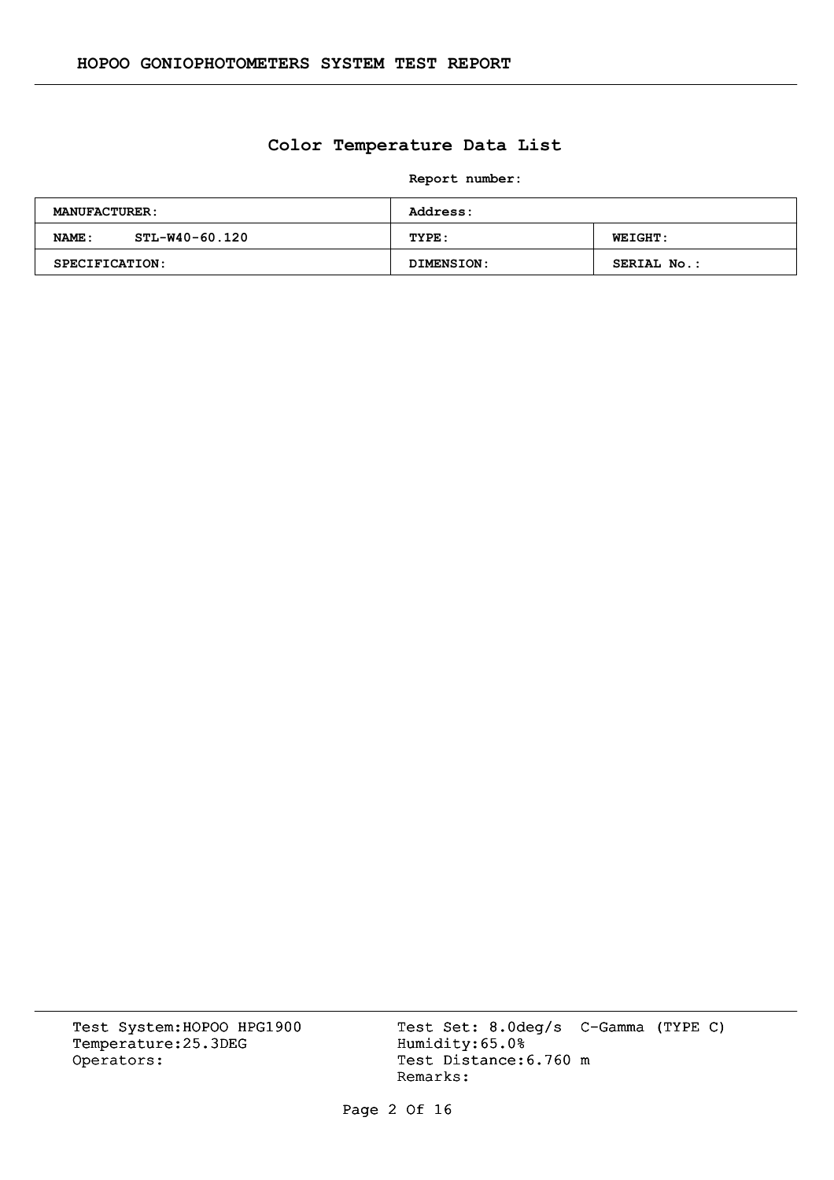## Color Temperature Data List

**Report number:**

| **MANUFACTURER:** | **Address:** | |
|---|---|---|
| **NAME:** STL-W40-60.120 | **TYPE:** | **WEIGHT:** |
| **SPECIFICATION:** | **DIMENSION:** | **SERIAL No.:** |

Test System:HOPOO HPG1900
Temperature:25.3DEG
Operators:

Test Set: 8.0deg/s C-Gamma (TYPE C)
Humidity:65.0%
Test Distance:6.760 m
Remarks: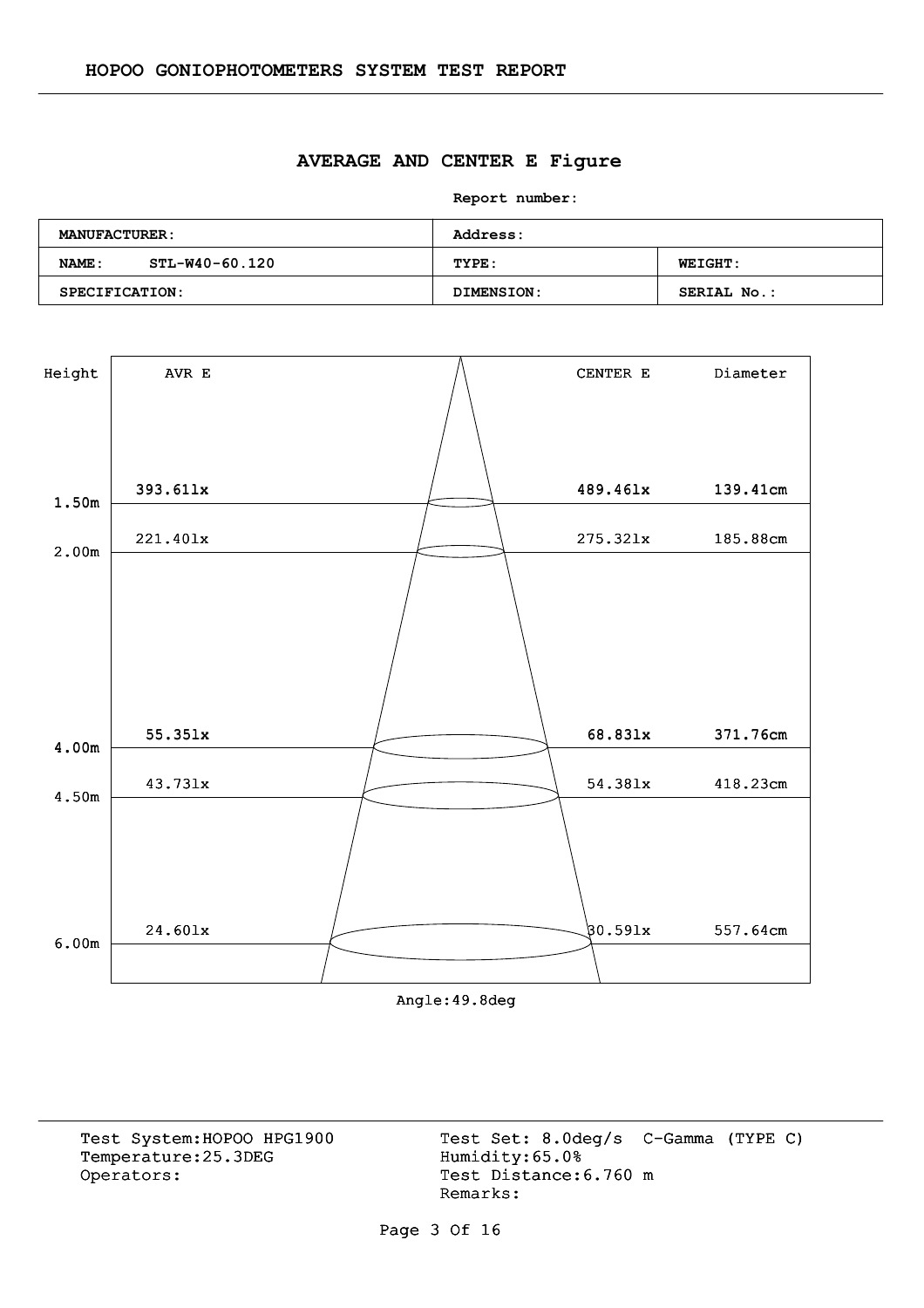## AVERAGE AND CENTER E Figure

**Report number:**

| **MANUFACTURER:** | **Address:** | |
|---|---|---|
| **NAME:** STL-W40-60.120 | **TYPE:** | **WEIGHT:** |
| **SPECIFICATION:** | **DIMENSION:** | **SERIAL No.:** |

| Height | AVR E | CENTER E | Diameter |
|---|---|---|---|
| 1.50m | 393.61lx | 489.46lx | 139.41cm |
| 2.00m | 221.40lx | 275.32lx | 185.88cm |
| 4.00m | 55.35lx | 68.83lx | 371.76cm |
| 4.50m | 43.73lx | 54.38lx | 418.23cm |
| 6.00m | 24.60lx | 30.59lx | 557.64cm |

Angle:49.8deg

Test System:HOPOO HPG1900
Temperature:25.3DEG
Operators:

Test Set: 8.0deg/s C-Gamma (TYPE C)
Humidity:65.0%
Test Distance:6.760 m
Remarks: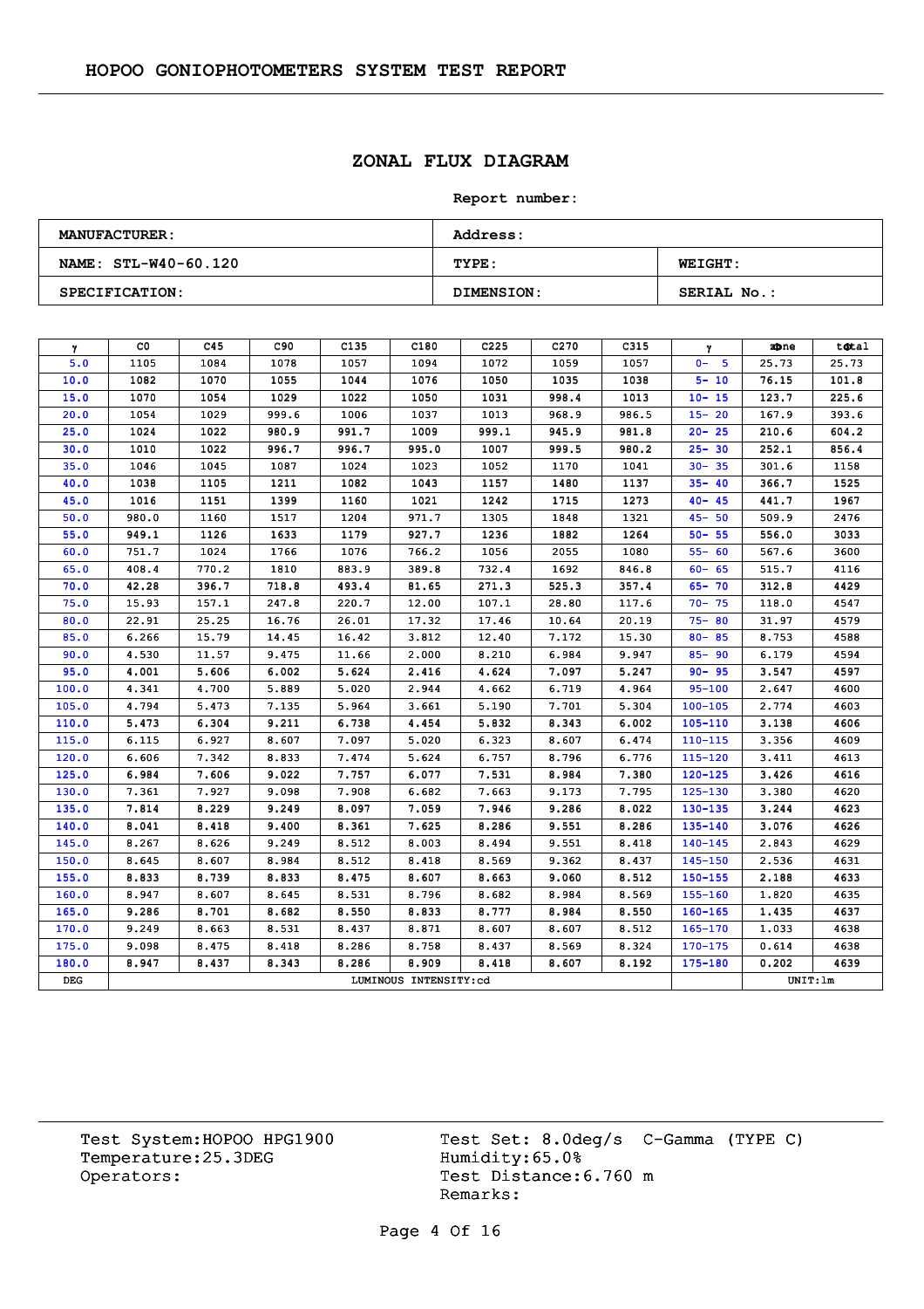# HOPOO GONIOPHOTOMETERS SYSTEM TEST REPORT

## ZONAL FLUX DIAGRAM

**Report number:**

| **MANUFACTURER:** | **Address:** | |
|---|---|---|
| **NAME: STL-W40-60.120** | **TYPE:** | **WEIGHT:** |
| **SPECIFICATION:** | **DIMENSION:** | **SERIAL No.:** |

| γ | C0 | C45 | C90 | C135 | C180 | C225 | C270 | C315 | γ | Φzone | Φtotal |
|---|---|---|---|---|---|---|---|---|---|---|---|
| 5.0 | 1105 | 1084 | 1078 | 1057 | 1094 | 1072 | 1059 | 1057 | 0- 5 | 25.73 | 25.73 |
| 10.0 | 1082 | 1070 | 1055 | 1044 | 1076 | 1050 | 1035 | 1038 | 5- 10 | 76.15 | 101.8 |
| 15.0 | 1070 | 1054 | 1029 | 1022 | 1050 | 1031 | 998.4 | 1013 | 10- 15 | 123.7 | 225.6 |
| 20.0 | 1054 | 1029 | 999.6 | 1006 | 1037 | 1013 | 968.9 | 986.5 | 15- 20 | 167.9 | 393.6 |
| 25.0 | 1024 | 1022 | 980.9 | 991.7 | 1009 | 999.1 | 945.9 | 981.8 | 20- 25 | 210.6 | 604.2 |
| 30.0 | 1010 | 1022 | 996.7 | 996.7 | 995.0 | 1007 | 999.5 | 980.2 | 25- 30 | 252.1 | 856.4 |
| 35.0 | 1046 | 1045 | 1087 | 1024 | 1023 | 1052 | 1170 | 1041 | 30- 35 | 301.6 | 1158 |
| 40.0 | 1038 | 1105 | 1211 | 1082 | 1043 | 1157 | 1480 | 1137 | 35- 40 | 366.7 | 1525 |
| 45.0 | 1016 | 1151 | 1399 | 1160 | 1021 | 1242 | 1715 | 1273 | 40- 45 | 441.7 | 1967 |
| 50.0 | 980.0 | 1160 | 1517 | 1204 | 971.7 | 1305 | 1848 | 1321 | 45- 50 | 509.9 | 2476 |
| 55.0 | 949.1 | 1126 | 1633 | 1179 | 927.7 | 1236 | 1882 | 1264 | 50- 55 | 556.0 | 3033 |
| 60.0 | 751.7 | 1024 | 1766 | 1076 | 766.2 | 1056 | 2055 | 1080 | 55- 60 | 567.6 | 3600 |
| 65.0 | 408.4 | 770.2 | 1810 | 883.9 | 389.8 | 732.4 | 1692 | 846.8 | 60- 65 | 515.7 | 4116 |
| 70.0 | 42.28 | 396.7 | 718.8 | 493.4 | 81.65 | 271.3 | 525.3 | 357.4 | 65- 70 | 312.8 | 4429 |
| 75.0 | 15.93 | 157.1 | 247.8 | 220.7 | 12.00 | 107.1 | 28.80 | 117.6 | 70- 75 | 118.0 | 4547 |
| 80.0 | 22.91 | 25.25 | 16.76 | 26.01 | 17.32 | 17.46 | 10.64 | 20.19 | 75- 80 | 31.97 | 4579 |
| 85.0 | 6.266 | 15.79 | 14.45 | 16.42 | 3.812 | 12.40 | 7.172 | 15.30 | 80- 85 | 8.753 | 4588 |
| 90.0 | 4.530 | 11.57 | 9.475 | 11.66 | 2.000 | 8.210 | 6.984 | 9.947 | 85- 90 | 6.179 | 4594 |
| 95.0 | 4.001 | 5.606 | 6.002 | 5.624 | 2.416 | 4.624 | 7.097 | 5.247 | 90- 95 | 3.547 | 4597 |
| 100.0 | 4.341 | 4.700 | 5.889 | 5.020 | 2.944 | 4.662 | 6.719 | 4.964 | 95-100 | 2.647 | 4600 |
| 105.0 | 4.794 | 5.473 | 7.135 | 5.964 | 3.661 | 5.190 | 7.701 | 5.304 | 100-105 | 2.774 | 4603 |
| 110.0 | 5.473 | 6.304 | 9.211 | 6.738 | 4.454 | 5.832 | 8.343 | 6.002 | 105-110 | 3.138 | 4606 |
| 115.0 | 6.115 | 6.927 | 8.607 | 7.097 | 5.020 | 6.323 | 8.607 | 6.474 | 110-115 | 3.356 | 4609 |
| 120.0 | 6.606 | 7.342 | 8.833 | 7.474 | 5.624 | 6.757 | 8.796 | 6.776 | 115-120 | 3.411 | 4613 |
| 125.0 | 6.984 | 7.606 | 9.022 | 7.757 | 6.077 | 7.531 | 8.984 | 7.380 | 120-125 | 3.426 | 4616 |
| 130.0 | 7.361 | 7.927 | 9.098 | 7.908 | 6.682 | 7.663 | 9.173 | 7.795 | 125-130 | 3.380 | 4620 |
| 135.0 | 7.814 | 8.229 | 9.249 | 8.097 | 7.059 | 7.946 | 9.286 | 8.022 | 130-135 | 3.244 | 4623 |
| 140.0 | 8.041 | 8.418 | 9.400 | 8.361 | 7.625 | 8.286 | 9.551 | 8.286 | 135-140 | 3.076 | 4626 |
| 145.0 | 8.267 | 8.626 | 9.249 | 8.512 | 8.003 | 8.494 | 9.551 | 8.418 | 140-145 | 2.843 | 4629 |
| 150.0 | 8.645 | 8.607 | 8.984 | 8.512 | 8.418 | 8.569 | 9.362 | 8.437 | 145-150 | 2.536 | 4631 |
| 155.0 | 8.833 | 8.739 | 8.833 | 8.475 | 8.607 | 8.663 | 9.060 | 8.512 | 150-155 | 2.188 | 4633 |
| 160.0 | 8.947 | 8.607 | 8.645 | 8.531 | 8.796 | 8.682 | 8.984 | 8.569 | 155-160 | 1.820 | 4635 |
| 165.0 | 9.286 | 8.701 | 8.682 | 8.550 | 8.833 | 8.777 | 8.984 | 8.550 | 160-165 | 1.435 | 4637 |
| 170.0 | 9.249 | 8.663 | 8.531 | 8.437 | 8.871 | 8.607 | 8.607 | 8.512 | 165-170 | 1.033 | 4638 |
| 175.0 | 9.098 | 8.475 | 8.418 | 8.286 | 8.758 | 8.437 | 8.569 | 8.324 | 170-175 | 0.614 | 4638 |
| 180.0 | 8.947 | 8.437 | 8.343 | 8.286 | 8.909 | 8.418 | 8.607 | 8.192 | 175-180 | 0.202 | 4639 |
| DEG | LUMINOUS INTENSITY:cd | | | | | | | | | UNIT:lm | |

Test System:HOPOO HPG1900
Temperature:25.3DEG
Operators:

Test Set: 8.0deg/s C-Gamma (TYPE C)
Humidity:65.0%
Test Distance:6.760 m
Remarks: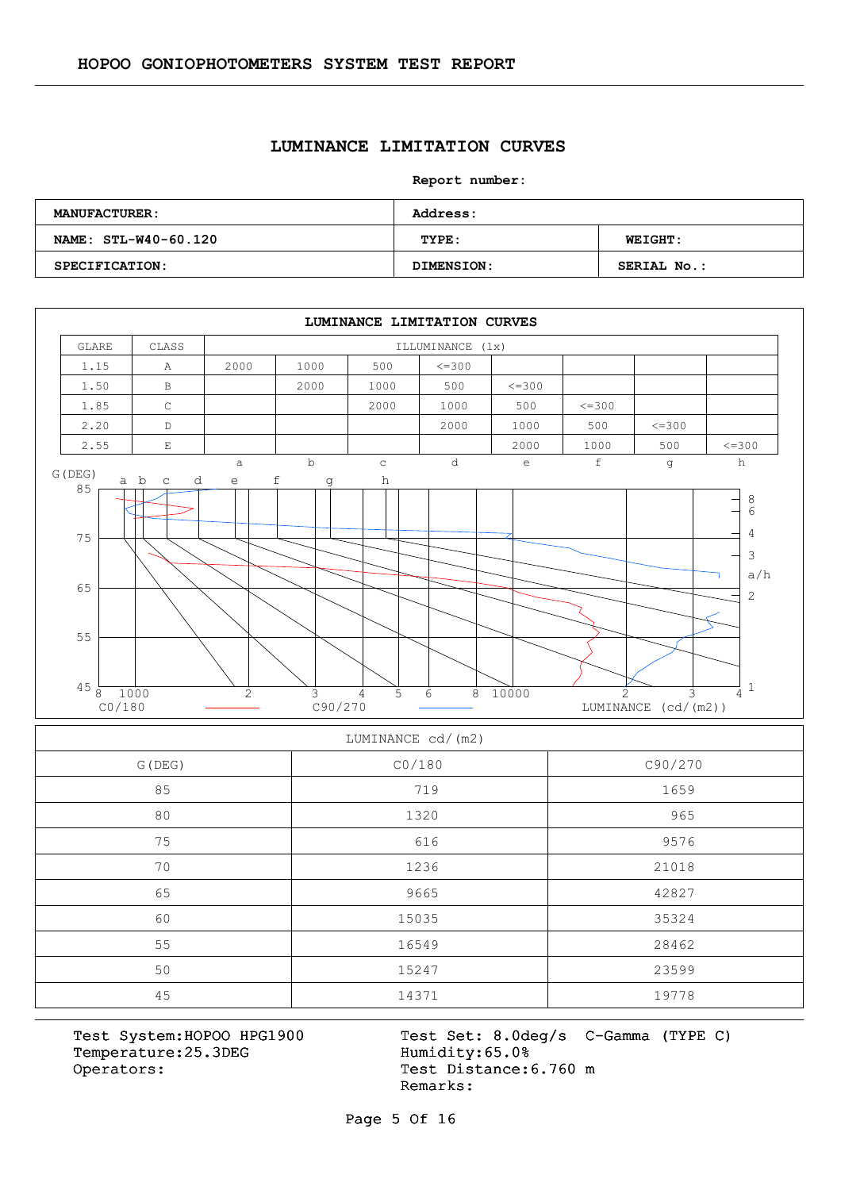# HOPOO GONIOPHOTOMETERS SYSTEM TEST REPORT

## LUMINANCE LIMITATION CURVES

**Report number:**

| **MANUFACTURER:** | **Address:** | |
|---|---|---|
| **NAME: STL-W40-60.120** | **TYPE:** | **WEIGHT:** |
| **SPECIFICATION:** | **DIMENSION:** | **SERIAL No.:** |

### LUMINANCE LIMITATION CURVES

| GLARE | CLASS | ILLUMINANCE (lx) | | | | | | | |
|---|---|---|---|---|---|---|---|---|---|
| 1.15 | A | 2000 | 1000 | 500 | <=300 | | | | |
| 1.50 | B | | 2000 | 1000 | 500 | <=300 | | | |
| 1.85 | C | | | 2000 | 1000 | 500 | <=300 | | |
| 2.20 | D | | | | 2000 | 1000 | 500 | <=300 | |
| 2.55 | E | | | | | 2000 | 1000 | 500 | <=300 |
| | | a | b | c | d | e | f | g | h |

G(DEG) a b c d e f g h

85, 75, 65, 55, 45

8 1000 2 3 4 5 6 8 10000 2 3 4

C0/180 C90/270 LUMINANCE (cd/(m2))

a/h: 8, 6, 4, 3, 2, 1

| LUMINANCE cd/(m2) | | |
|---|---|---|
| G(DEG) | C0/180 | C90/270 |
| 85 | 719 | 1659 |
| 80 | 1320 | 965 |
| 75 | 616 | 9576 |
| 70 | 1236 | 21018 |
| 65 | 9665 | 42827 |
| 60 | 15035 | 35324 |
| 55 | 16549 | 28462 |
| 50 | 15247 | 23599 |
| 45 | 14371 | 19778 |

Test System:HOPOO HPG1900
Temperature:25.3DEG
Operators:

Test Set: 8.0deg/s C-Gamma (TYPE C)
Humidity:65.0%
Test Distance:6.760 m
Remarks: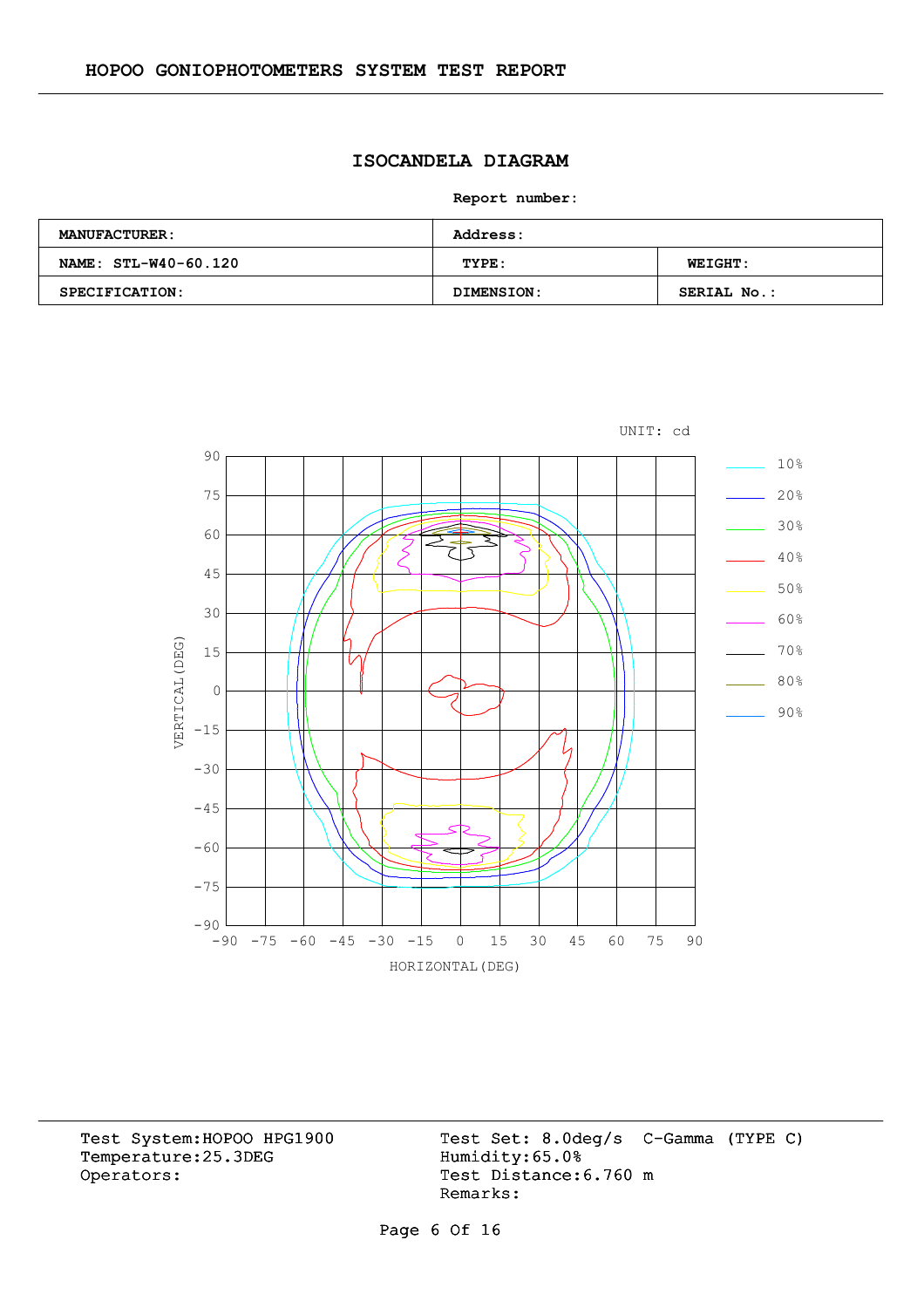HOPOO GONIOPHOTOMETERS SYSTEM TEST REPORT

## ISOCANDELA DIAGRAM

**Report number:**

| **MANUFACTURER:** | **Address:** | |
|---|---|---|
| **NAME: STL-W40-60.120** | **TYPE:** | **WEIGHT:** |
| **SPECIFICATION:** | **DIMENSION:** | **SERIAL No.:** |

UNIT: cd

Legend: 10%, 20%, 30%, 40%, 50%, 60%, 70%, 80%, 90%

VERTICAL(DEG): 90, 75, 60, 45, 30, 15, 0, -15, -30, -45, -60, -75, -90

HORIZONTAL(DEG): -90, -75, -60, -45, -30, -15, 0, 15, 30, 45, 60, 75, 90

Test System:HOPOO HPG1900
Temperature:25.3DEG
Operators:

Test Set: 8.0deg/s C-Gamma (TYPE C)
Humidity:65.0%
Test Distance:6.760 m
Remarks: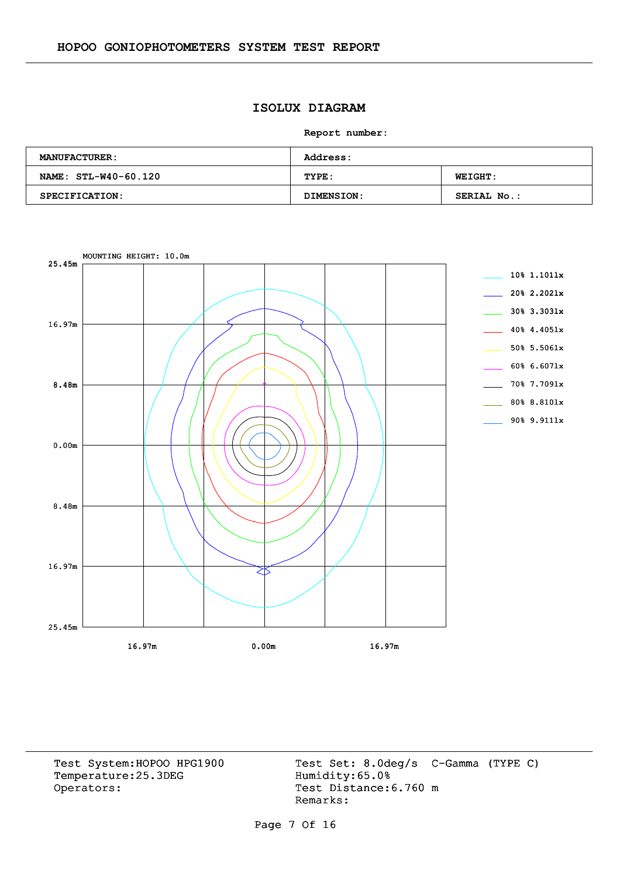# ISOLUX DIAGRAM

**Report number:**

| MANUFACTURER: | Address: | |
|---|---|---|
| NAME: STL-W40-60.120 | TYPE: | WEIGHT: |
| SPECIFICATION: | DIMENSION: | SERIAL No.: |

MOUNTING HEIGHT: 10.0m

- 10% 1.101lx
- 20% 2.202lx
- 30% 3.303lx
- 40% 4.405lx
- 50% 5.506lx
- 60% 6.607lx
- 70% 7.709lx
- 80% 8.810lx
- 90% 9.911lx

Y-axis: 25.45m, 16.97m, 8.48m, 0.00m, 8.48m, 16.97m, 25.45m

X-axis: 16.97m, 0.00m, 16.97m

Test System:HOPOO HPG1900
Temperature:25.3DEG
Operators:

Test Set: 8.0deg/s C-Gamma (TYPE C)
Humidity:65.0%
Test Distance:6.760 m
Remarks: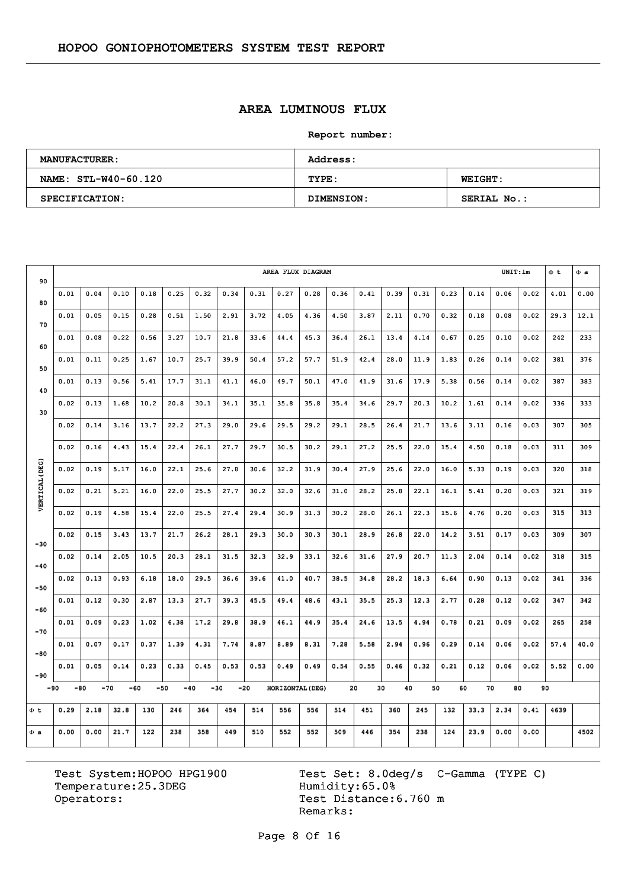## HOPOO GONIOPHOTOMETERS SYSTEM TEST REPORT

# AREA LUMINOUS FLUX

**Report number:**

| MANUFACTURER: | Address: | |
|---|---|---|
| NAME: STL-W40-60.120 | TYPE: | WEIGHT: |
| SPECIFICATION: | DIMENSION: | SERIAL No.: |

AREA FLUX DIAGRAM — UNIT: lm

| VERTICAL (DEG) \ HORIZONTAL (DEG) | -90~-80 | -80~-70 | -70~-60 | -60~-50 | -50~-40 | -40~-30 | -30~-20 | -20~-10 | -10~0 | 0~10 | 10~20 | 20~30 | 30~40 | 40~50 | 50~60 | 60~70 | 70~80 | 80~90 | Φt | Φa |
|---|---|---|---|---|---|---|---|---|---|---|---|---|---|---|---|---|---|---|---|---|
| 90~80 | 0.01 | 0.04 | 0.10 | 0.18 | 0.25 | 0.32 | 0.34 | 0.31 | 0.27 | 0.28 | 0.36 | 0.41 | 0.39 | 0.31 | 0.23 | 0.14 | 0.06 | 0.02 | 4.01 | 0.00 |
| 80~70 | 0.01 | 0.05 | 0.15 | 0.28 | 0.51 | 1.50 | 2.91 | 3.72 | 4.05 | 4.36 | 4.50 | 3.87 | 2.11 | 0.70 | 0.32 | 0.18 | 0.08 | 0.02 | 29.3 | 12.1 |
| 70~60 | 0.01 | 0.08 | 0.22 | 0.56 | 3.27 | 10.7 | 21.8 | 33.6 | 44.4 | 45.3 | 36.4 | 26.1 | 13.4 | 4.14 | 0.67 | 0.25 | 0.10 | 0.02 | 242 | 233 |
| 60~50 | 0.01 | 0.11 | 0.25 | 1.67 | 10.7 | 25.7 | 39.9 | 50.4 | 57.2 | 57.7 | 51.9 | 42.4 | 28.0 | 11.9 | 1.83 | 0.26 | 0.14 | 0.02 | 381 | 376 |
| 50~40 | 0.01 | 0.13 | 0.56 | 5.41 | 17.7 | 31.1 | 41.1 | 46.0 | 49.7 | 50.1 | 47.0 | 41.9 | 31.6 | 17.9 | 5.38 | 0.56 | 0.14 | 0.02 | 387 | 383 |
| 40~30 | 0.02 | 0.13 | 1.68 | 10.2 | 20.8 | 30.1 | 34.1 | 35.1 | 35.8 | 35.8 | 35.4 | 34.6 | 29.7 | 20.3 | 10.2 | 1.61 | 0.14 | 0.02 | 336 | 333 |
| 30~20 | 0.02 | 0.14 | 3.16 | 13.7 | 22.2 | 27.3 | 29.0 | 29.6 | 29.5 | 29.2 | 29.1 | 28.5 | 26.4 | 21.7 | 13.6 | 3.11 | 0.16 | 0.03 | 307 | 305 |
| 20~10 | 0.02 | 0.16 | 4.43 | 15.4 | 22.4 | 26.1 | 27.7 | 29.7 | 30.5 | 30.2 | 29.1 | 27.2 | 25.5 | 22.0 | 15.4 | 4.50 | 0.18 | 0.03 | 311 | 309 |
| 10~0 | 0.02 | 0.19 | 5.17 | 16.0 | 22.1 | 25.6 | 27.8 | 30.6 | 32.2 | 31.9 | 30.4 | 27.9 | 25.6 | 22.0 | 16.0 | 5.33 | 0.19 | 0.03 | 320 | 318 |
| 0~-10 | 0.02 | 0.21 | 5.21 | 16.0 | 22.0 | 25.5 | 27.7 | 30.2 | 32.0 | 32.6 | 31.0 | 28.2 | 25.8 | 22.1 | 16.1 | 5.41 | 0.20 | 0.03 | 321 | 319 |
| -10~-20 | 0.02 | 0.19 | 4.58 | 15.4 | 22.0 | 25.5 | 27.4 | 29.4 | 30.9 | 31.3 | 30.2 | 28.0 | 26.1 | 22.3 | 15.6 | 4.76 | 0.20 | 0.03 | 315 | 313 |
| -20~-30 | 0.02 | 0.15 | 3.43 | 13.7 | 21.7 | 26.2 | 28.1 | 29.3 | 30.0 | 30.3 | 30.1 | 28.9 | 26.8 | 22.0 | 14.2 | 3.51 | 0.17 | 0.03 | 309 | 307 |
| -30~-40 | 0.02 | 0.14 | 2.05 | 10.5 | 20.3 | 28.1 | 31.5 | 32.3 | 32.9 | 33.1 | 32.6 | 31.6 | 27.9 | 20.7 | 11.3 | 2.04 | 0.14 | 0.02 | 318 | 315 |
| -40~-50 | 0.02 | 0.13 | 0.93 | 6.18 | 18.0 | 29.5 | 36.6 | 39.6 | 41.0 | 40.7 | 38.5 | 34.8 | 28.2 | 18.3 | 6.64 | 0.90 | 0.13 | 0.02 | 341 | 336 |
| -50~-60 | 0.01 | 0.12 | 0.30 | 2.87 | 13.3 | 27.7 | 39.3 | 45.5 | 49.4 | 48.6 | 43.1 | 35.5 | 25.3 | 12.3 | 2.77 | 0.28 | 0.12 | 0.02 | 347 | 342 |
| -60~-70 | 0.01 | 0.09 | 0.23 | 1.02 | 6.38 | 17.2 | 29.8 | 38.9 | 46.1 | 44.9 | 35.4 | 24.6 | 13.5 | 4.94 | 0.78 | 0.21 | 0.09 | 0.02 | 265 | 258 |
| -70~-80 | 0.01 | 0.07 | 0.17 | 0.37 | 1.39 | 4.31 | 7.74 | 8.87 | 8.89 | 8.31 | 7.28 | 5.58 | 2.94 | 0.96 | 0.29 | 0.14 | 0.06 | 0.02 | 57.4 | 40.0 |
| -80~-90 | 0.01 | 0.05 | 0.14 | 0.23 | 0.33 | 0.45 | 0.53 | 0.53 | 0.49 | 0.49 | 0.54 | 0.55 | 0.46 | 0.32 | 0.21 | 0.12 | 0.06 | 0.02 | 5.52 | 0.00 |
| Φt | 0.29 | 2.18 | 32.8 | 130 | 246 | 364 | 454 | 514 | 556 | 556 | 514 | 451 | 360 | 245 | 132 | 33.3 | 2.34 | 0.41 | 4639 | |
| Φa | 0.00 | 0.00 | 21.7 | 122 | 238 | 358 | 449 | 510 | 552 | 552 | 509 | 446 | 354 | 238 | 124 | 23.9 | 0.00 | 0.00 | | 4502 |

Test System: HOPOO HPG1900
Temperature: 25.3DEG
Operators:

Test Set: 8.0deg/s C-Gamma (TYPE C)
Humidity: 65.0%
Test Distance: 6.760 m
Remarks: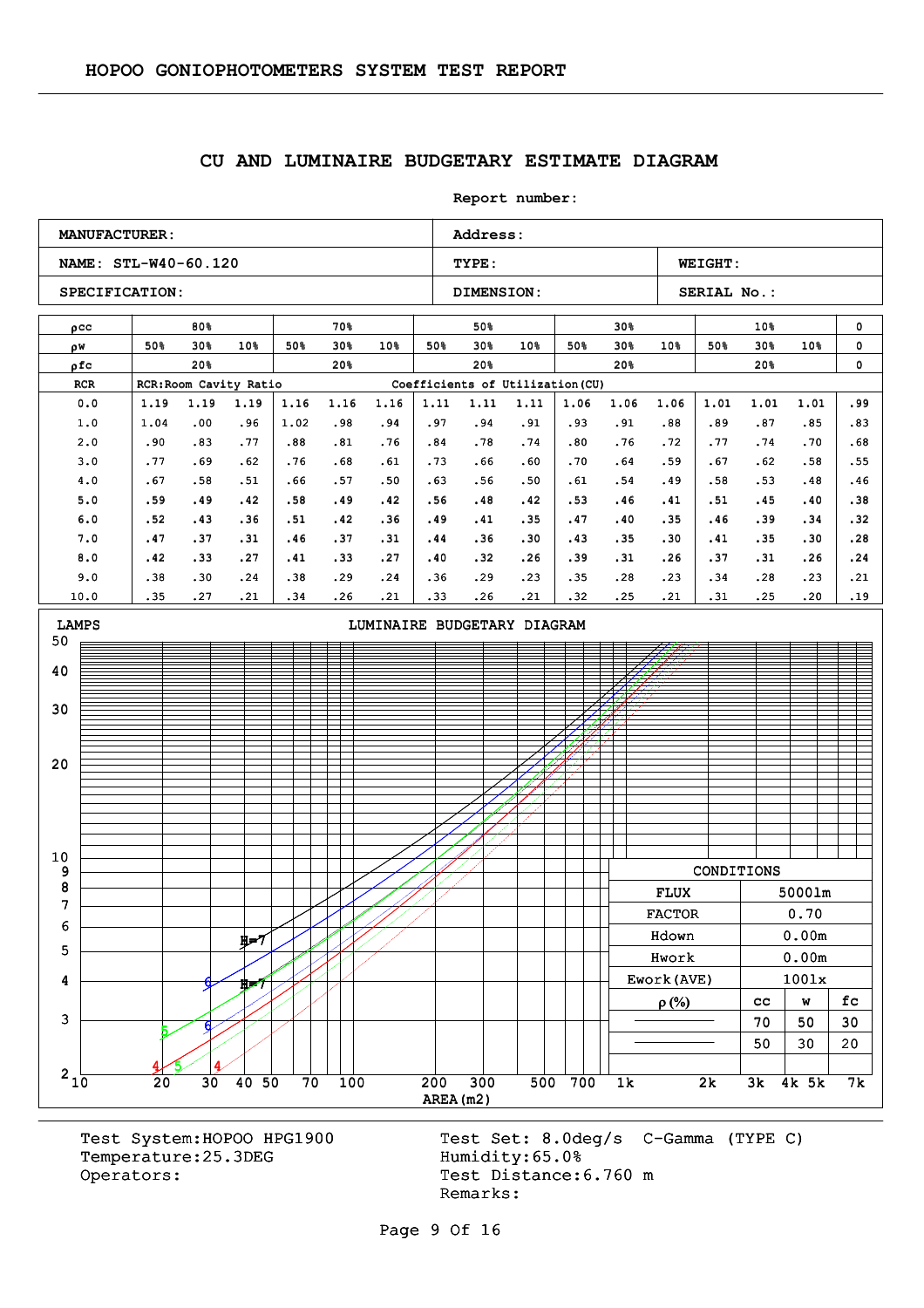HOPOO GONIOPHOTOMETERS SYSTEM TEST REPORT

## CU AND LUMINAIRE BUDGETARY ESTIMATE DIAGRAM

Report number:

| MANUFACTURER: | Address: | |
|---|---|---|
| NAME: STL-W40-60.120 | TYPE: | WEIGHT: |
| SPECIFICATION: | DIMENSION: | SERIAL No.: |

| ρcc | 80% | | | 70% | | | 50% | | | 30% | | | 10% | | | 0 |
|---|---|---|---|---|---|---|---|---|---|---|---|---|---|---|---|---|
| ρw | 50% | 30% | 10% | 50% | 30% | 10% | 50% | 30% | 10% | 50% | 30% | 10% | 50% | 30% | 10% | 0 |
| ρfc | 20% | | | 20% | | | 20% | | | 20% | | | 20% | | | 0 |
| RCR | RCR:Room Cavity Ratio | | | | | | Coefficients of Utilization(CU) | | | | | | | | | |
| 0.0 | 1.19 | 1.19 | 1.19 | 1.16 | 1.16 | 1.16 | 1.11 | 1.11 | 1.11 | 1.06 | 1.06 | 1.06 | 1.01 | 1.01 | 1.01 | .99 |
| 1.0 | 1.04 | .00 | .96 | 1.02 | .98 | .94 | .97 | .94 | .91 | .93 | .91 | .88 | .89 | .87 | .85 | .83 |
| 2.0 | .90 | .83 | .77 | .88 | .81 | .76 | .84 | .78 | .74 | .80 | .76 | .72 | .77 | .74 | .70 | .68 |
| 3.0 | .77 | .69 | .62 | .76 | .68 | .61 | .73 | .66 | .60 | .70 | .64 | .59 | .67 | .62 | .58 | .55 |
| 4.0 | .67 | .58 | .51 | .66 | .57 | .50 | .63 | .56 | .50 | .61 | .54 | .49 | .58 | .53 | .48 | .46 |
| 5.0 | .59 | .49 | .42 | .58 | .49 | .42 | .56 | .48 | .42 | .53 | .46 | .41 | .51 | .45 | .40 | .38 |
| 6.0 | .52 | .43 | .36 | .51 | .42 | .36 | .49 | .41 | .35 | .47 | .40 | .35 | .46 | .39 | .34 | .32 |
| 7.0 | .47 | .37 | .31 | .46 | .37 | .31 | .44 | .36 | .30 | .43 | .35 | .30 | .41 | .35 | .30 | .28 |
| 8.0 | .42 | .33 | .27 | .41 | .33 | .27 | .40 | .32 | .26 | .39 | .31 | .26 | .37 | .31 | .26 | .24 |
| 9.0 | .38 | .30 | .24 | .38 | .29 | .24 | .36 | .29 | .23 | .35 | .28 | .23 | .34 | .28 | .23 | .21 |
| 10.0 | .35 | .27 | .21 | .34 | .26 | .21 | .33 | .26 | .21 | .32 | .25 | .21 | .31 | .25 | .20 | .19 |

LUMINAIRE BUDGETARY DIAGRAM

LAMPS (vertical axis: 2–50); AREA(m2) (horizontal axis: 10–7k). Curve labels: H=7, 6, 5, 4.

| CONDITIONS | | |
|---|---|---|
| FLUX | 5000lm | |
| FACTOR | 0.70 | |
| Hdown | 0.00m | |
| Hwork | 0.00m | |
| Ework(AVE) | 100lx | |
| ρ(%) | cc | w | fc |
| ——— | 70 | 50 | 30 |
| ——— | 50 | 30 | 20 |

Test System:HOPOO HPG1900
Temperature:25.3DEG
Operators:

Test Set: 8.0deg/s C-Gamma (TYPE C)
Humidity:65.0%
Test Distance:6.760 m
Remarks: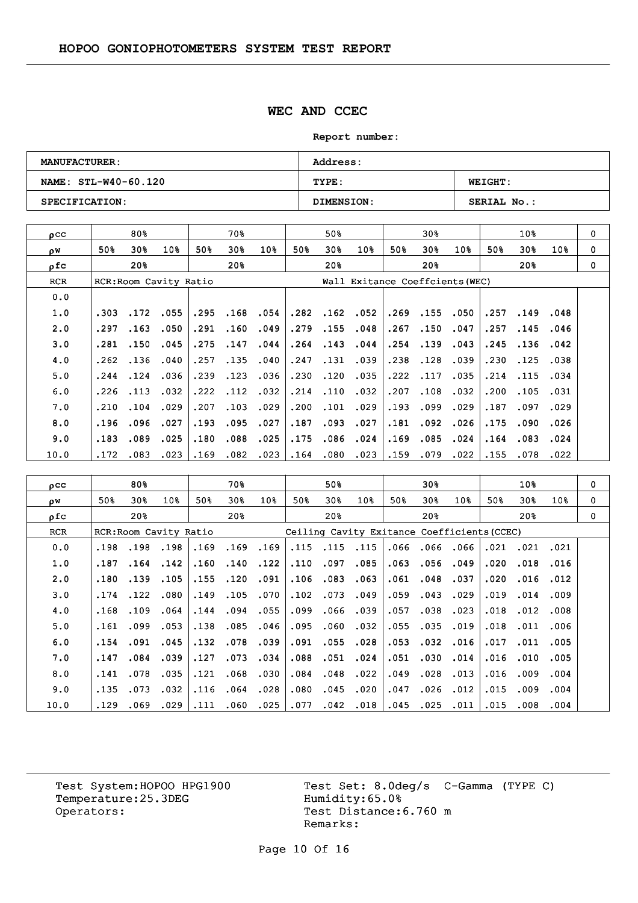# HOPOO GONIOPHOTOMETERS SYSTEM TEST REPORT

## WEC AND CCEC

**Report number:**

| MANUFACTURER: | Address: | |
|---|---|---|
| NAME: STL-W40-60.120 | TYPE: | WEIGHT: |
| SPECIFICATION: | DIMENSION: | SERIAL No.: |

| ρcc | 80% | | | 70% | | | 50% | | | 30% | | | 10% | | | 0 |
|---|---|---|---|---|---|---|---|---|---|---|---|---|---|---|---|---|
| ρw | 50% | 30% | 10% | 50% | 30% | 10% | 50% | 30% | 10% | 50% | 30% | 10% | 50% | 30% | 10% | 0 |
| ρfc | 20% | | | 20% | | | 20% | | | 20% | | | 20% | | | 0 |
| RCR | RCR:Room Cavity Ratio | | | | | | Wall Exitance Coeffcients(WEC) | | | | | | | | | |
| 0.0 | | | | | | | | | | | | | | | | |
| 1.0 | .303 | .172 | .055 | .295 | .168 | .054 | .282 | .162 | .052 | .269 | .155 | .050 | .257 | .149 | .048 | |
| 2.0 | .297 | .163 | .050 | .291 | .160 | .049 | .279 | .155 | .048 | .267 | .150 | .047 | .257 | .145 | .046 | |
| 3.0 | .281 | .150 | .045 | .275 | .147 | .044 | .264 | .143 | .044 | .254 | .139 | .043 | .245 | .136 | .042 | |
| 4.0 | .262 | .136 | .040 | .257 | .135 | .040 | .247 | .131 | .039 | .238 | .128 | .039 | .230 | .125 | .038 | |
| 5.0 | .244 | .124 | .036 | .239 | .123 | .036 | .230 | .120 | .035 | .222 | .117 | .035 | .214 | .115 | .034 | |
| 6.0 | .226 | .113 | .032 | .222 | .112 | .032 | .214 | .110 | .032 | .207 | .108 | .032 | .200 | .105 | .031 | |
| 7.0 | .210 | .104 | .029 | .207 | .103 | .029 | .200 | .101 | .029 | .193 | .099 | .029 | .187 | .097 | .029 | |
| 8.0 | .196 | .096 | .027 | .193 | .095 | .027 | .187 | .093 | .027 | .181 | .092 | .026 | .175 | .090 | .026 | |
| 9.0 | .183 | .089 | .025 | .180 | .088 | .025 | .175 | .086 | .024 | .169 | .085 | .024 | .164 | .083 | .024 | |
| 10.0 | .172 | .083 | .023 | .169 | .082 | .023 | .164 | .080 | .023 | .159 | .079 | .022 | .155 | .078 | .022 | |

| ρcc | 80% | | | 70% | | | 50% | | | 30% | | | 10% | | | 0 |
|---|---|---|---|---|---|---|---|---|---|---|---|---|---|---|---|---|
| ρw | 50% | 30% | 10% | 50% | 30% | 10% | 50% | 30% | 10% | 50% | 30% | 10% | 50% | 30% | 10% | 0 |
| ρfc | 20% | | | 20% | | | 20% | | | 20% | | | 20% | | | 0 |
| RCR | RCR:Room Cavity Ratio | | | | | Ceiling Cavity Exitance Coefficients(CCEC) | | | | | | | | | | |
| 0.0 | .198 | .198 | .198 | .169 | .169 | .169 | .115 | .115 | .115 | .066 | .066 | .066 | .021 | .021 | .021 | |
| 1.0 | .187 | .164 | .142 | .160 | .140 | .122 | .110 | .097 | .085 | .063 | .056 | .049 | .020 | .018 | .016 | |
| 2.0 | .180 | .139 | .105 | .155 | .120 | .091 | .106 | .083 | .063 | .061 | .048 | .037 | .020 | .016 | .012 | |
| 3.0 | .174 | .122 | .080 | .149 | .105 | .070 | .102 | .073 | .049 | .059 | .043 | .029 | .019 | .014 | .009 | |
| 4.0 | .168 | .109 | .064 | .144 | .094 | .055 | .099 | .066 | .039 | .057 | .038 | .023 | .018 | .012 | .008 | |
| 5.0 | .161 | .099 | .053 | .138 | .085 | .046 | .095 | .060 | .032 | .055 | .035 | .019 | .018 | .011 | .006 | |
| 6.0 | .154 | .091 | .045 | .132 | .078 | .039 | .091 | .055 | .028 | .053 | .032 | .016 | .017 | .011 | .005 | |
| 7.0 | .147 | .084 | .039 | .127 | .073 | .034 | .088 | .051 | .024 | .051 | .030 | .014 | .016 | .010 | .005 | |
| 8.0 | .141 | .078 | .035 | .121 | .068 | .030 | .084 | .048 | .022 | .049 | .028 | .013 | .016 | .009 | .004 | |
| 9.0 | .135 | .073 | .032 | .116 | .064 | .028 | .080 | .045 | .020 | .047 | .026 | .012 | .015 | .009 | .004 | |
| 10.0 | .129 | .069 | .029 | .111 | .060 | .025 | .077 | .042 | .018 | .045 | .025 | .011 | .015 | .008 | .004 | |

Test System:HOPOO HPG1900
Temperature:25.3DEG
Operators:

Test Set: 8.0deg/s C-Gamma (TYPE C)
Humidity:65.0%
Test Distance:6.760 m
Remarks: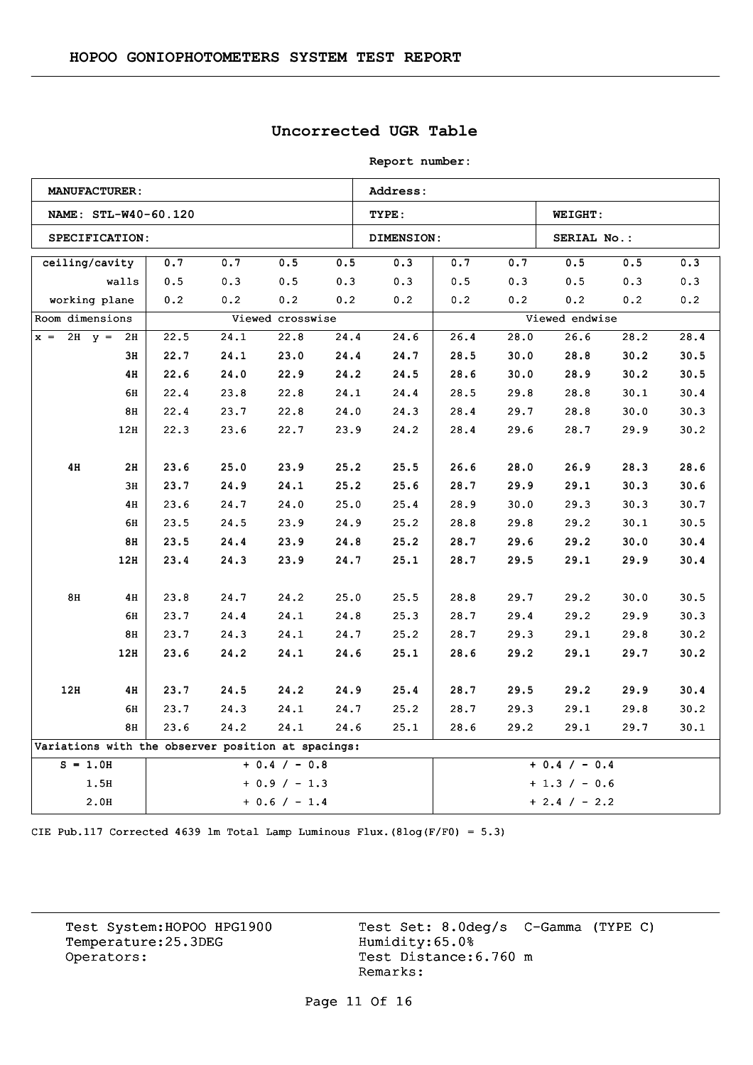HOPOO GONIOPHOTOMETERS SYSTEM TEST REPORT

## Uncorrected UGR Table

**Report number:**

| **MANUFACTURER:** | **Address:** | |
|---|---|---|
| **NAME: STL-W40-60.120** | **TYPE:** | **WEIGHT:** |
| **SPECIFICATION:** | **DIMENSION:** | **SERIAL No.:** |

| ceiling/cavity | 0.7 | 0.7 | 0.5 | 0.5 | 0.3 | 0.7 | 0.7 | 0.5 | 0.5 | 0.3 |
|---|---|---|---|---|---|---|---|---|---|---|
| walls | 0.5 | 0.3 | 0.5 | 0.3 | 0.3 | 0.5 | 0.3 | 0.5 | 0.3 | 0.3 |
| working plane | 0.2 | 0.2 | 0.2 | 0.2 | 0.2 | 0.2 | 0.2 | 0.2 | 0.2 | 0.2 |
| Room dimensions | Viewed crosswise | | | | | Viewed endwise | | | | |
| x = 2H y = 2H | 22.5 | 24.1 | 22.8 | 24.4 | 24.6 | 26.4 | 28.0 | 26.6 | 28.2 | 28.4 |
| 3H | 22.7 | 24.1 | 23.0 | 24.4 | 24.7 | 28.5 | 30.0 | 28.8 | 30.2 | 30.5 |
| 4H | 22.6 | 24.0 | 22.9 | 24.2 | 24.5 | 28.6 | 30.0 | 28.9 | 30.2 | 30.5 |
| 6H | 22.4 | 23.8 | 22.8 | 24.1 | 24.4 | 28.5 | 29.8 | 28.8 | 30.1 | 30.4 |
| 8H | 22.4 | 23.7 | 22.8 | 24.0 | 24.3 | 28.4 | 29.7 | 28.8 | 30.0 | 30.3 |
| 12H | 22.3 | 23.6 | 22.7 | 23.9 | 24.2 | 28.4 | 29.6 | 28.7 | 29.9 | 30.2 |
| 4H 2H | 23.6 | 25.0 | 23.9 | 25.2 | 25.5 | 26.6 | 28.0 | 26.9 | 28.3 | 28.6 |
| 3H | 23.7 | 24.9 | 24.1 | 25.2 | 25.6 | 28.7 | 29.9 | 29.1 | 30.3 | 30.6 |
| 4H | 23.6 | 24.7 | 24.0 | 25.0 | 25.4 | 28.9 | 30.0 | 29.3 | 30.3 | 30.7 |
| 6H | 23.5 | 24.5 | 23.9 | 24.9 | 25.2 | 28.8 | 29.8 | 29.2 | 30.1 | 30.5 |
| 8H | 23.5 | 24.4 | 23.9 | 24.8 | 25.2 | 28.7 | 29.6 | 29.2 | 30.0 | 30.4 |
| 12H | 23.4 | 24.3 | 23.9 | 24.7 | 25.1 | 28.7 | 29.5 | 29.1 | 29.9 | 30.4 |
| 8H 4H | 23.8 | 24.7 | 24.2 | 25.0 | 25.5 | 28.8 | 29.7 | 29.2 | 30.0 | 30.5 |
| 6H | 23.7 | 24.4 | 24.1 | 24.8 | 25.3 | 28.7 | 29.4 | 29.2 | 29.9 | 30.3 |
| 8H | 23.7 | 24.3 | 24.1 | 24.7 | 25.2 | 28.7 | 29.3 | 29.1 | 29.8 | 30.2 |
| 12H | 23.6 | 24.2 | 24.1 | 24.6 | 25.1 | 28.6 | 29.2 | 29.1 | 29.7 | 30.2 |
| 12H 4H | 23.7 | 24.5 | 24.2 | 24.9 | 25.4 | 28.7 | 29.5 | 29.2 | 29.9 | 30.4 |
| 6H | 23.7 | 24.3 | 24.1 | 24.7 | 25.2 | 28.7 | 29.3 | 29.1 | 29.8 | 30.2 |
| 8H | 23.6 | 24.2 | 24.1 | 24.6 | 25.1 | 28.6 | 29.2 | 29.1 | 29.7 | 30.1 |
| Variations with the observer position at spacings: | | | | | | | | | | |
| S = 1.0H | + 0.4 / - 0.8 | | | | | + 0.4 / - 0.4 | | | | |
| 1.5H | + 0.9 / - 1.3 | | | | | + 1.3 / - 0.6 | | | | |
| 2.0H | + 0.6 / - 1.4 | | | | | + 2.4 / - 2.2 | | | | |

CIE Pub.117 Corrected 4639 lm Total Lamp Luminous Flux.(8log(F/F0) = 5.3)

Test System:HOPOO HPG1900
Temperature:25.3DEG
Operators:

Test Set: 8.0deg/s C-Gamma (TYPE C)
Humidity:65.0%
Test Distance:6.760 m
Remarks: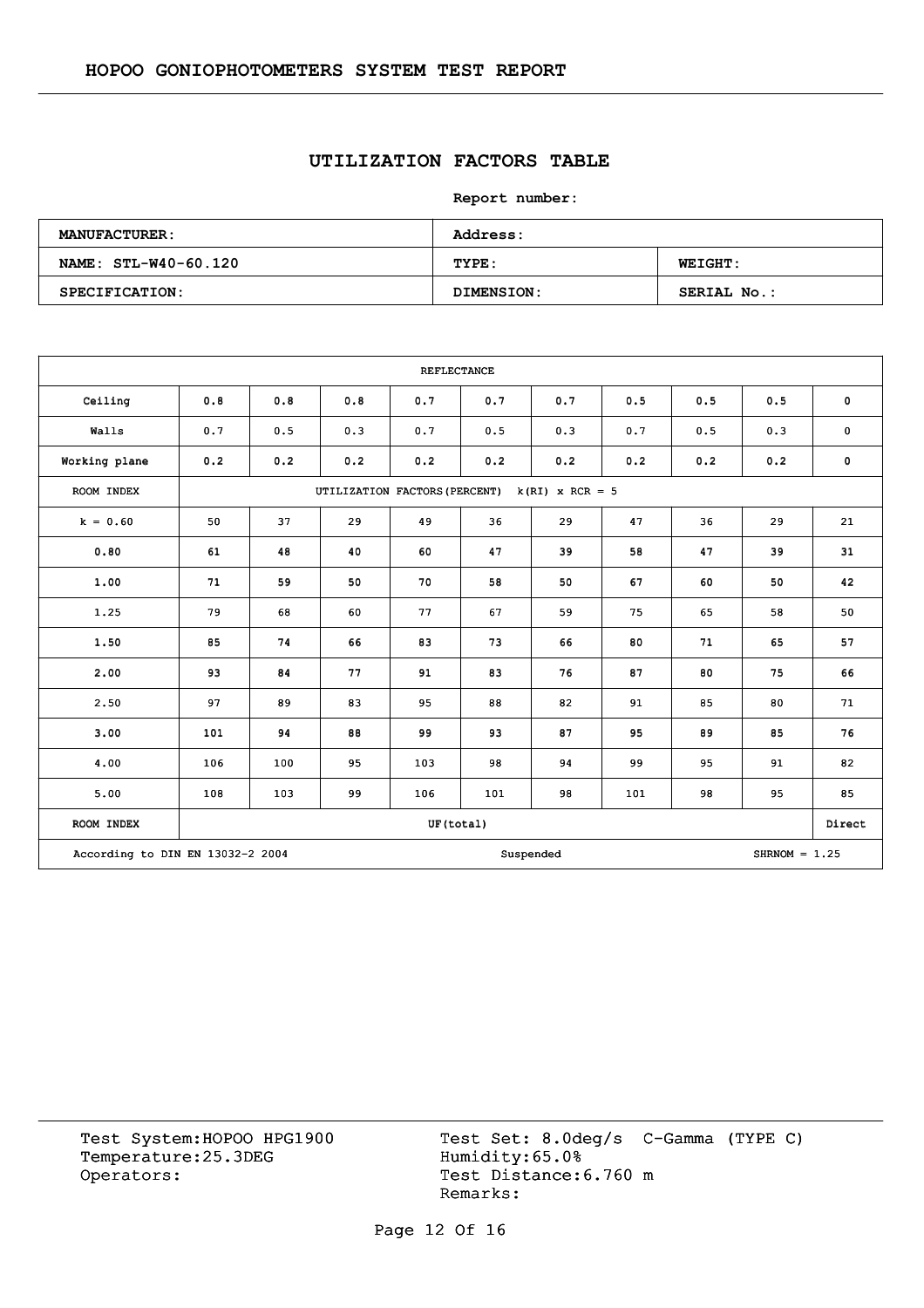# HOPOO GONIOPHOTOMETERS SYSTEM TEST REPORT

## UTILIZATION FACTORS TABLE

**Report number:**

| **MANUFACTURER:** | **Address:** | |
|---|---|---|
| **NAME: STL-W40-60.120** | **TYPE:** | **WEIGHT:** |
| **SPECIFICATION:** | **DIMENSION:** | **SERIAL No.:** |

| REFLECTANCE | | | | | | | | | | |
|---|---|---|---|---|---|---|---|---|---|---|
| Ceiling | 0.8 | 0.8 | 0.8 | 0.7 | 0.7 | 0.7 | 0.5 | 0.5 | 0.5 | 0 |
| Walls | 0.7 | 0.5 | 0.3 | 0.7 | 0.5 | 0.3 | 0.7 | 0.5 | 0.3 | 0 |
| Working plane | 0.2 | 0.2 | 0.2 | 0.2 | 0.2 | 0.2 | 0.2 | 0.2 | 0.2 | 0 |
| ROOM INDEX | UTILIZATION FACTORS(PERCENT) k(RI) x RCR = 5 | | | | | | | | | |
| k = 0.60 | 50 | 37 | 29 | 49 | 36 | 29 | 47 | 36 | 29 | 21 |
| 0.80 | 61 | 48 | 40 | 60 | 47 | 39 | 58 | 47 | 39 | 31 |
| 1.00 | 71 | 59 | 50 | 70 | 58 | 50 | 67 | 60 | 50 | 42 |
| 1.25 | 79 | 68 | 60 | 77 | 67 | 59 | 75 | 65 | 58 | 50 |
| 1.50 | 85 | 74 | 66 | 83 | 73 | 66 | 80 | 71 | 65 | 57 |
| 2.00 | 93 | 84 | 77 | 91 | 83 | 76 | 87 | 80 | 75 | 66 |
| 2.50 | 97 | 89 | 83 | 95 | 88 | 82 | 91 | 85 | 80 | 71 |
| 3.00 | 101 | 94 | 88 | 99 | 93 | 87 | 95 | 89 | 85 | 76 |
| 4.00 | 106 | 100 | 95 | 103 | 98 | 94 | 99 | 95 | 91 | 82 |
| 5.00 | 108 | 103 | 99 | 106 | 101 | 98 | 101 | 98 | 95 | 85 |
| ROOM INDEX | UF(total) | | | | | | | | | Direct |
| According to DIN EN 13032-2 2004 | | | | Suspended | | | | SHRNOM = 1.25 | | |

Test System:HOPOO HPG1900
Temperature:25.3DEG
Operators:

Test Set: 8.0deg/s C-Gamma (TYPE C)
Humidity:65.0%
Test Distance:6.760 m
Remarks: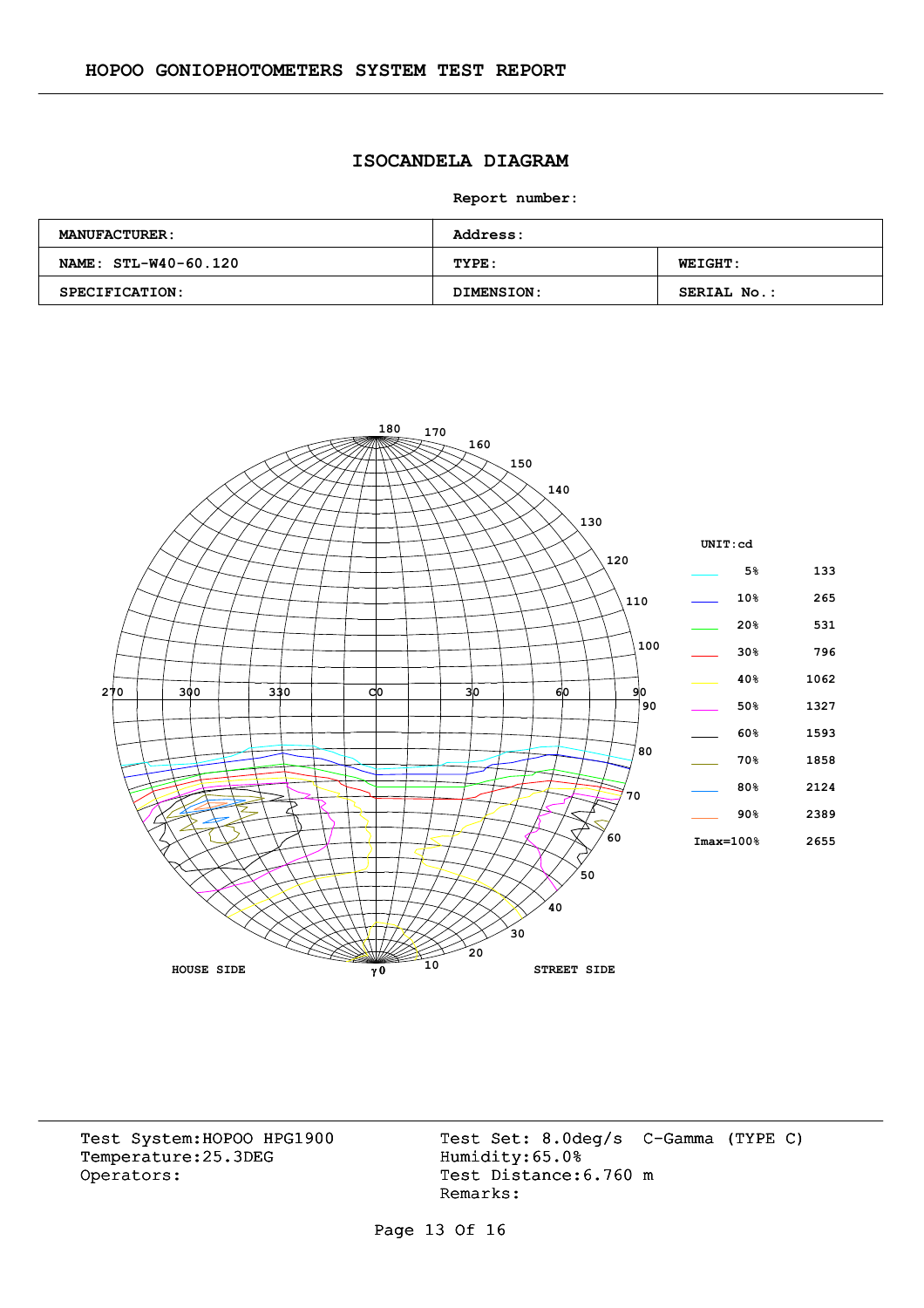# ISOCANDELA DIAGRAM

Report number:

| MANUFACTURER: | Address: | |
|---|---|---|
| NAME: STL-W40-60.120 | TYPE: | WEIGHT: |
| SPECIFICATION: | DIMENSION: | SERIAL No.: |

UNIT:cd

| | | |
|---|---|---|
| 5% | 133 |
| 10% | 265 |
| 20% | 531 |
| 30% | 796 |
| 40% | 1062 |
| 50% | 1327 |
| 60% | 1593 |
| 70% | 1858 |
| 80% | 2124 |
| 90% | 2389 |
| Imax=100% | 2655 |

HOUSE SIDE — STREET SIDE

Test System:HOPOO HPG1900
Temperature:25.3DEG
Operators:

Test Set: 8.0deg/s C-Gamma (TYPE C)
Humidity:65.0%
Test Distance:6.760 m
Remarks: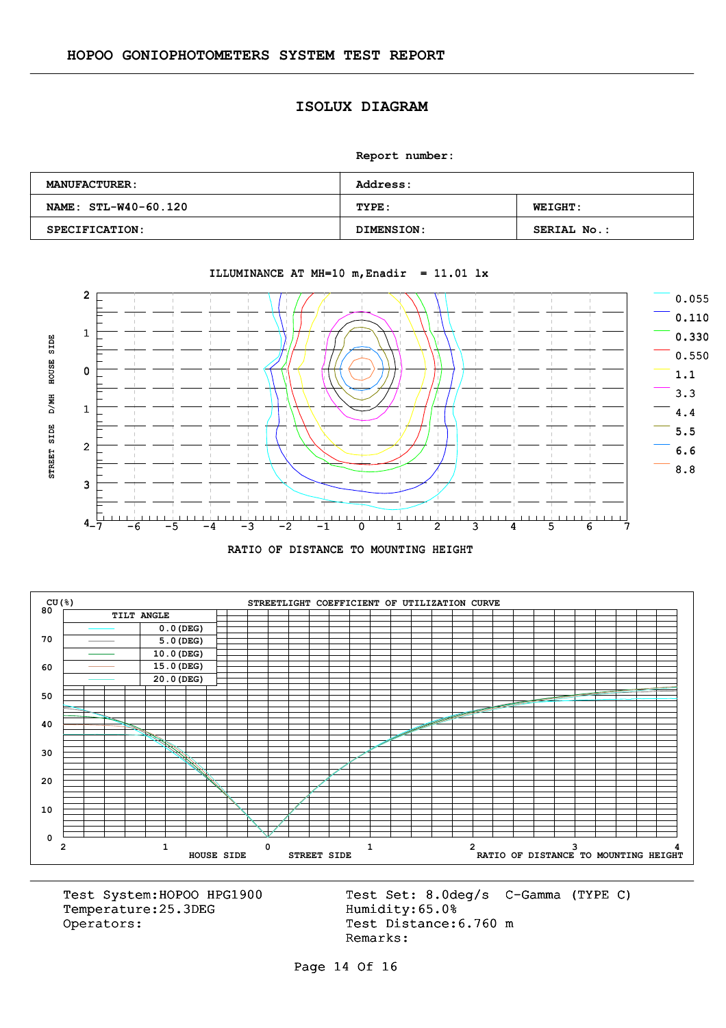# HOPOO GONIOPHOTOMETERS SYSTEM TEST REPORT

## ISOLUX DIAGRAM

Report number:

| MANUFACTURER: | Address: | |
|---|---|---|
| NAME: STL-W40-60.120 | TYPE: | WEIGHT: |
| SPECIFICATION: | DIMENSION: | SERIAL No.: |

ILLUMINANCE AT MH=10 m,Enadir = 11.01 lx

Legend: 0.055, 0.110, 0.330, 0.550, 1.1, 3.3, 4.4, 5.5, 6.6, 8.8

STREET SIDE D/MH HOUSE SIDE

RATIO OF DISTANCE TO MOUNTING HEIGHT

STREETLIGHT COEFFICIENT OF UTILIZATION CURVE

CU(%)

| TILT ANGLE |
|---|
| 0.0(DEG) |
| 5.0(DEG) |
| 10.0(DEG) |
| 15.0(DEG) |
| 20.0(DEG) |

HOUSE SIDE STREET SIDE RATIO OF DISTANCE TO MOUNTING HEIGHT

Test System:HOPOO HPG1900
Temperature:25.3DEG
Operators:

Test Set: 8.0deg/s C-Gamma (TYPE C)
Humidity:65.0%
Test Distance:6.760 m
Remarks: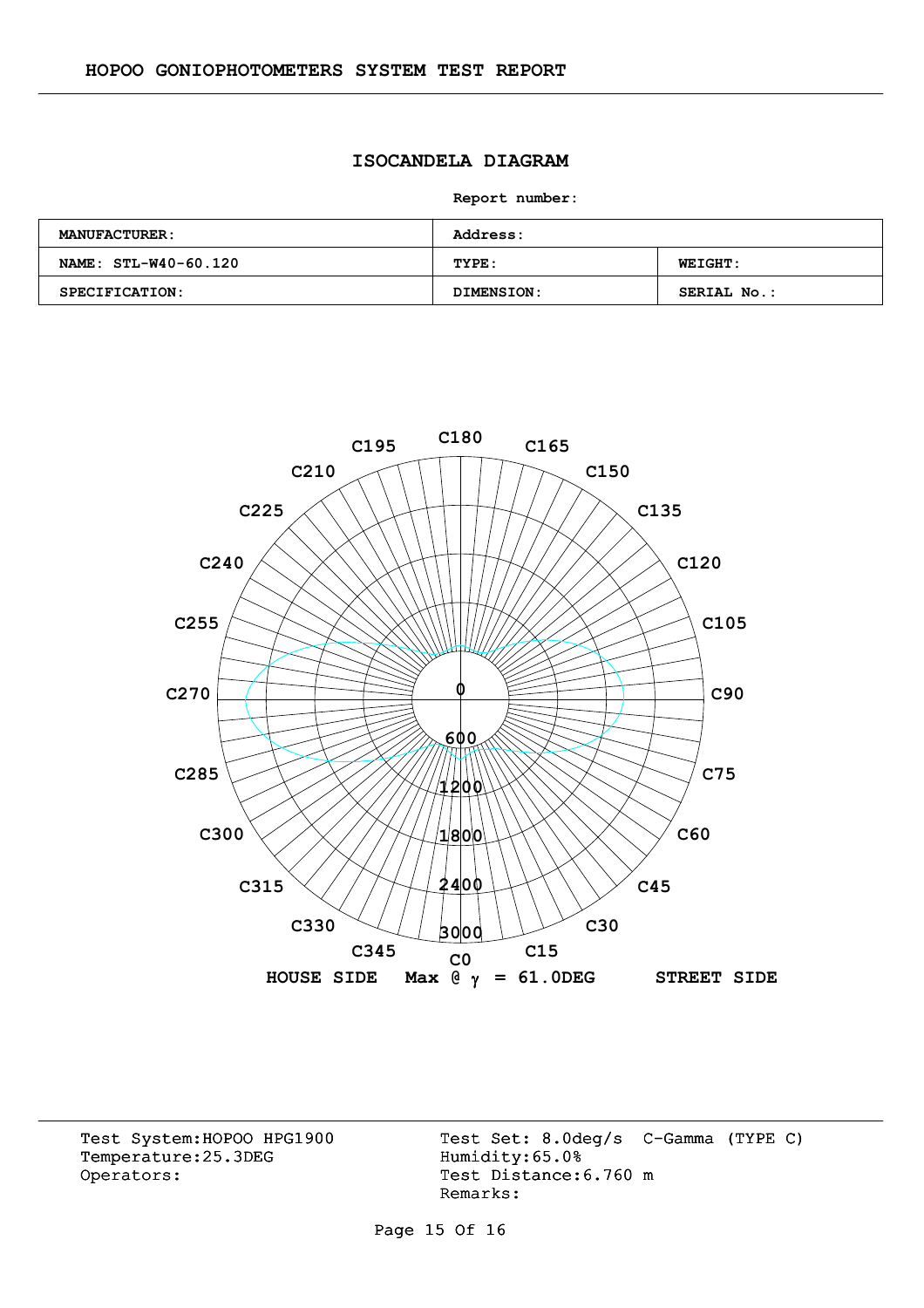# HOPOO GONIOPHOTOMETERS SYSTEM TEST REPORT

## ISOCANDELA DIAGRAM

**Report number:**

| **MANUFACTURER:** | **Address:** | |
|---|---|---|
| **NAME: STL-W40-60.120** | **TYPE:** | **WEIGHT:** |
| **SPECIFICATION:** | **DIMENSION:** | **SERIAL No.:** |

C180 C165 C150 C135 C120 C105 C90 C75 C60 C45 C30 C15 C0 C345 C330 C315 C300 C285 C270 C255 C240 C225 C210 C195

0 600 1200 1800 2400 3000

**HOUSE SIDE** **Max @ γ = 61.0DEG** **STREET SIDE**

Test System:HOPOO HPG1900
Temperature:25.3DEG
Operators:

Test Set: 8.0deg/s C-Gamma (TYPE C)
Humidity:65.0%
Test Distance:6.760 m
Remarks: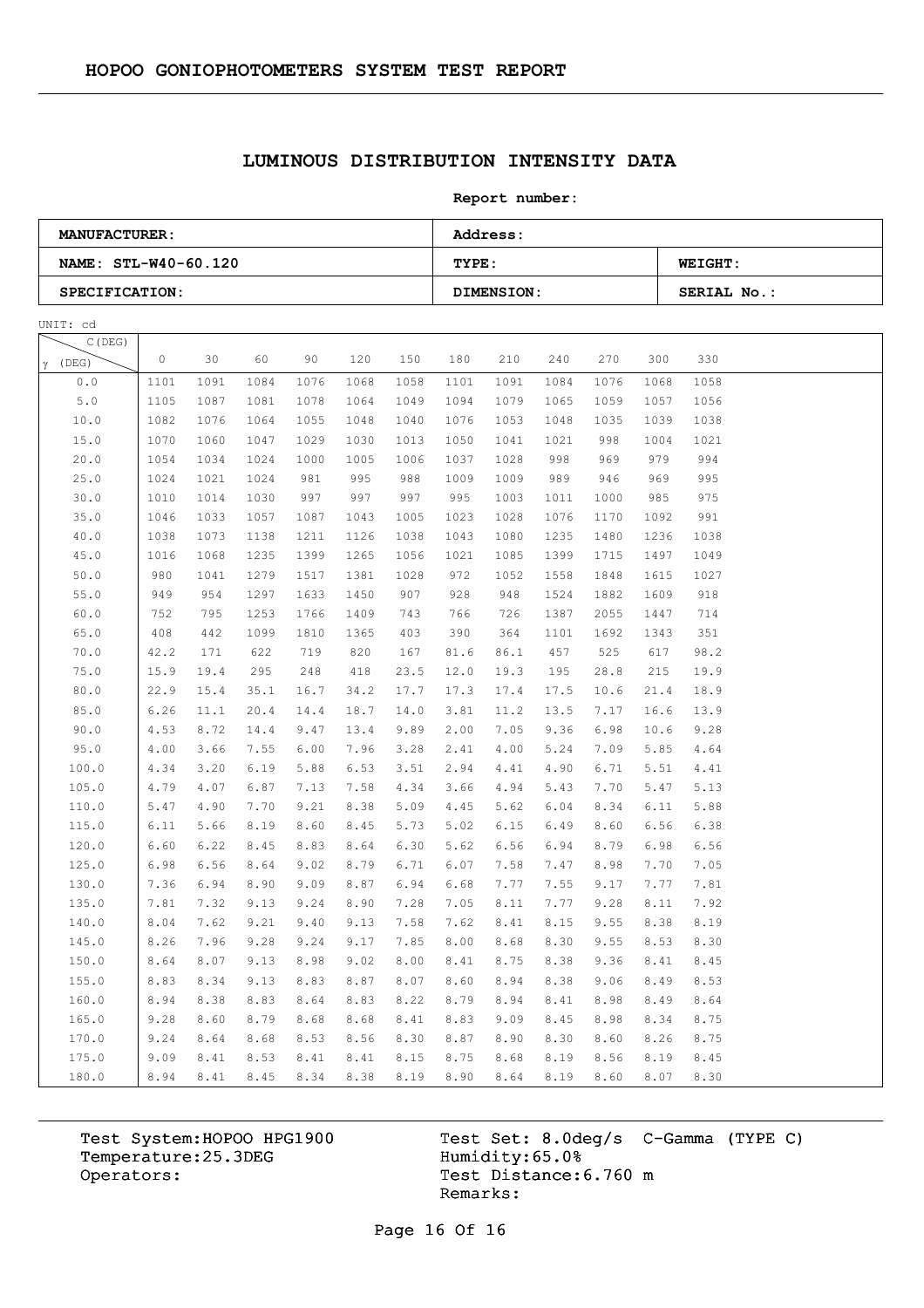# HOPOO GONIOPHOTOMETERS SYSTEM TEST REPORT

## LUMINOUS DISTRIBUTION INTENSITY DATA

**Report number:**

| | | |
|---|---|---|
| **MANUFACTURER:** | **Address:** | |
| **NAME: STL-W40-60.120** | **TYPE:** | **WEIGHT:** |
| **SPECIFICATION:** | **DIMENSION:** | **SERIAL No.:** |

UNIT: cd

| γ (DEG) \ C(DEG) | 0 | 30 | 60 | 90 | 120 | 150 | 180 | 210 | 240 | 270 | 300 | 330 |
|---|---|---|---|---|---|---|---|---|---|---|---|---|
| 0.0 | 1101 | 1091 | 1084 | 1076 | 1068 | 1058 | 1101 | 1091 | 1084 | 1076 | 1068 | 1058 |
| 5.0 | 1105 | 1087 | 1081 | 1078 | 1064 | 1049 | 1094 | 1079 | 1065 | 1059 | 1057 | 1056 |
| 10.0 | 1082 | 1076 | 1064 | 1055 | 1048 | 1040 | 1076 | 1053 | 1048 | 1035 | 1039 | 1038 |
| 15.0 | 1070 | 1060 | 1047 | 1029 | 1030 | 1013 | 1050 | 1041 | 1021 | 998 | 1004 | 1021 |
| 20.0 | 1054 | 1034 | 1024 | 1000 | 1005 | 1006 | 1037 | 1028 | 998 | 969 | 979 | 994 |
| 25.0 | 1024 | 1021 | 1024 | 981 | 995 | 988 | 1009 | 1009 | 989 | 946 | 969 | 995 |
| 30.0 | 1010 | 1014 | 1030 | 997 | 997 | 997 | 995 | 1003 | 1011 | 1000 | 985 | 975 |
| 35.0 | 1046 | 1033 | 1057 | 1087 | 1043 | 1005 | 1023 | 1028 | 1076 | 1170 | 1092 | 991 |
| 40.0 | 1038 | 1073 | 1138 | 1211 | 1126 | 1038 | 1043 | 1080 | 1235 | 1480 | 1236 | 1038 |
| 45.0 | 1016 | 1068 | 1235 | 1399 | 1265 | 1056 | 1021 | 1085 | 1399 | 1715 | 1497 | 1049 |
| 50.0 | 980 | 1041 | 1279 | 1517 | 1381 | 1028 | 972 | 1052 | 1558 | 1848 | 1615 | 1027 |
| 55.0 | 949 | 954 | 1297 | 1633 | 1450 | 907 | 928 | 948 | 1524 | 1882 | 1609 | 918 |
| 60.0 | 752 | 795 | 1253 | 1766 | 1409 | 743 | 766 | 726 | 1387 | 2055 | 1447 | 714 |
| 65.0 | 408 | 442 | 1099 | 1810 | 1365 | 403 | 390 | 364 | 1101 | 1692 | 1343 | 351 |
| 70.0 | 42.2 | 171 | 622 | 719 | 820 | 167 | 81.6 | 86.1 | 457 | 525 | 617 | 98.2 |
| 75.0 | 15.9 | 19.4 | 295 | 248 | 418 | 23.5 | 12.0 | 19.3 | 195 | 28.8 | 215 | 19.9 |
| 80.0 | 22.9 | 15.4 | 35.1 | 16.7 | 34.2 | 17.7 | 17.3 | 17.4 | 17.5 | 10.6 | 21.4 | 18.9 |
| 85.0 | 6.26 | 11.1 | 20.4 | 14.4 | 18.7 | 14.0 | 3.81 | 11.2 | 13.5 | 7.17 | 16.6 | 13.9 |
| 90.0 | 4.53 | 8.72 | 14.4 | 9.47 | 13.4 | 9.89 | 2.00 | 7.05 | 9.36 | 6.98 | 10.6 | 9.28 |
| 95.0 | 4.00 | 3.66 | 7.55 | 6.00 | 7.96 | 3.28 | 2.41 | 4.00 | 5.24 | 7.09 | 5.85 | 4.64 |
| 100.0 | 4.34 | 3.20 | 6.19 | 5.88 | 6.53 | 3.51 | 2.94 | 4.41 | 4.90 | 6.71 | 5.51 | 4.41 |
| 105.0 | 4.79 | 4.07 | 6.87 | 7.13 | 7.58 | 4.34 | 3.66 | 4.94 | 5.43 | 7.70 | 5.47 | 5.13 |
| 110.0 | 5.47 | 4.90 | 7.70 | 9.21 | 8.38 | 5.09 | 4.45 | 5.62 | 6.04 | 8.34 | 6.11 | 5.88 |
| 115.0 | 6.11 | 5.66 | 8.19 | 8.60 | 8.45 | 5.73 | 5.02 | 6.15 | 6.49 | 8.60 | 6.56 | 6.38 |
| 120.0 | 6.60 | 6.22 | 8.45 | 8.83 | 8.64 | 6.30 | 5.62 | 6.56 | 6.94 | 8.79 | 6.98 | 6.56 |
| 125.0 | 6.98 | 6.56 | 8.64 | 9.02 | 8.79 | 6.71 | 6.07 | 7.58 | 7.47 | 8.98 | 7.70 | 7.05 |
| 130.0 | 7.36 | 6.94 | 8.90 | 9.09 | 8.87 | 6.94 | 6.68 | 7.77 | 7.55 | 9.17 | 7.77 | 7.81 |
| 135.0 | 7.81 | 7.32 | 9.13 | 9.24 | 8.90 | 7.28 | 7.05 | 8.11 | 7.77 | 9.28 | 8.11 | 7.92 |
| 140.0 | 8.04 | 7.62 | 9.21 | 9.40 | 9.13 | 7.58 | 7.62 | 8.41 | 8.15 | 9.55 | 8.38 | 8.19 |
| 145.0 | 8.26 | 7.96 | 9.28 | 9.24 | 9.17 | 7.85 | 8.00 | 8.68 | 8.30 | 9.55 | 8.53 | 8.30 |
| 150.0 | 8.64 | 8.07 | 9.13 | 8.98 | 9.02 | 8.00 | 8.41 | 8.75 | 8.38 | 9.36 | 8.41 | 8.45 |
| 155.0 | 8.83 | 8.34 | 9.13 | 8.83 | 8.87 | 8.07 | 8.60 | 8.94 | 8.38 | 9.06 | 8.49 | 8.53 |
| 160.0 | 8.94 | 8.38 | 8.83 | 8.64 | 8.83 | 8.22 | 8.79 | 8.94 | 8.41 | 8.98 | 8.49 | 8.64 |
| 165.0 | 9.28 | 8.60 | 8.79 | 8.68 | 8.68 | 8.41 | 8.83 | 9.09 | 8.45 | 8.98 | 8.34 | 8.75 |
| 170.0 | 9.24 | 8.64 | 8.68 | 8.53 | 8.56 | 8.30 | 8.87 | 8.90 | 8.30 | 8.60 | 8.26 | 8.75 |
| 175.0 | 9.09 | 8.41 | 8.53 | 8.41 | 8.41 | 8.15 | 8.75 | 8.68 | 8.19 | 8.56 | 8.19 | 8.45 |
| 180.0 | 8.94 | 8.41 | 8.45 | 8.34 | 8.38 | 8.19 | 8.90 | 8.64 | 8.19 | 8.60 | 8.07 | 8.30 |

Test System:HOPOO HPG1900
Temperature:25.3DEG
Operators:

Test Set: 8.0deg/s C-Gamma (TYPE C)
Humidity:65.0%
Test Distance:6.760 m
Remarks: